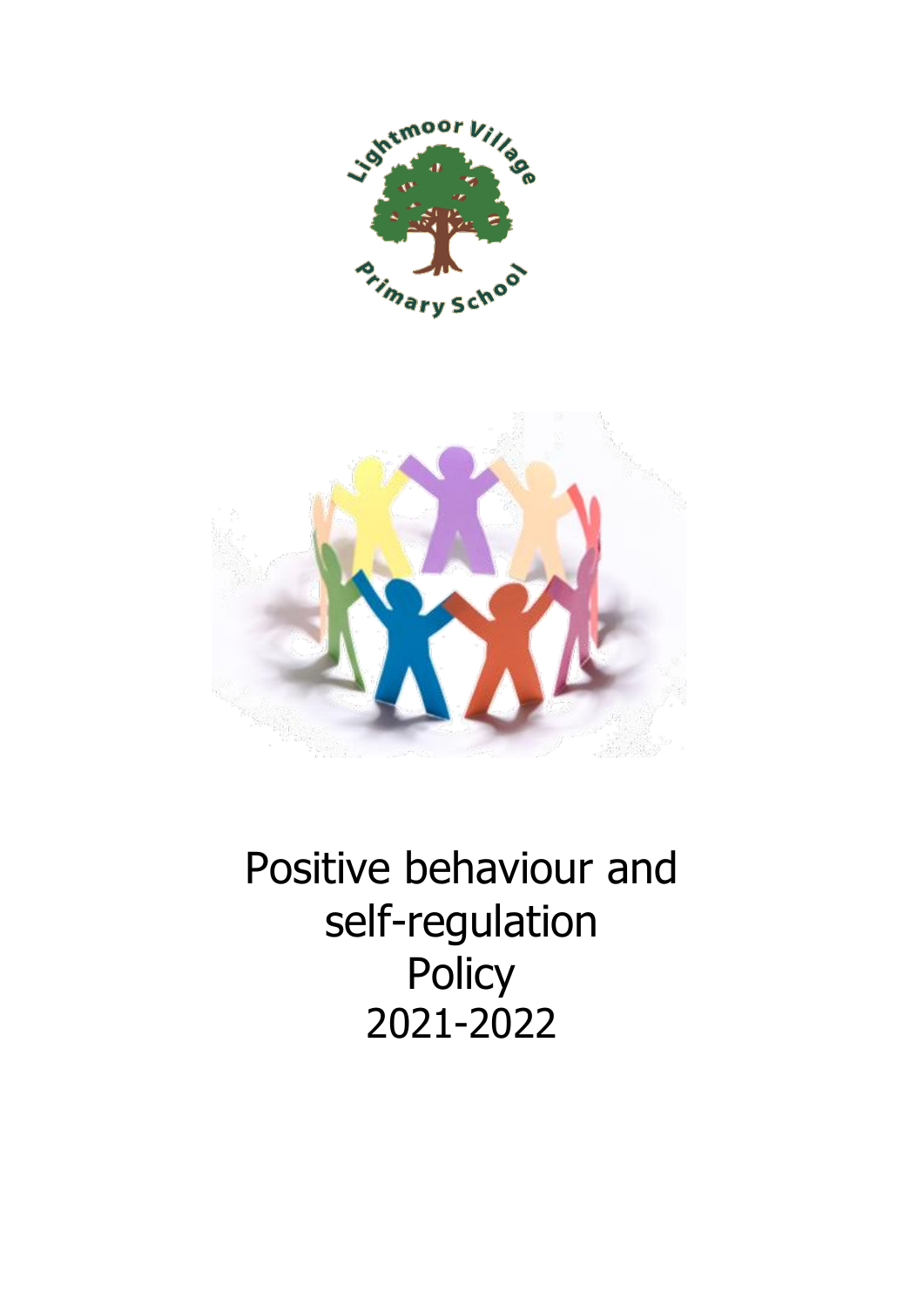Lightmoor Village Primary School

# Positive behaviour and self-regulation Policy 2021-2022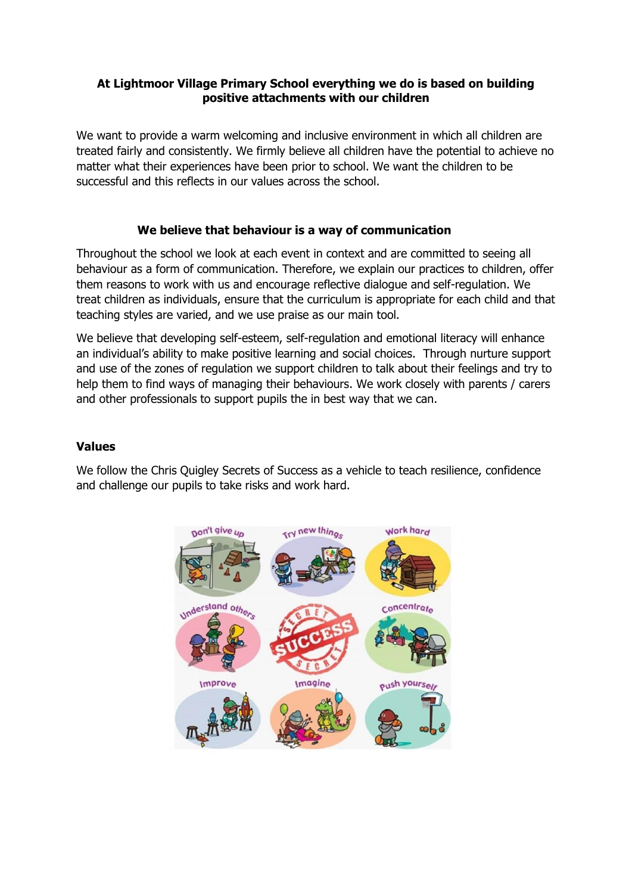**At Lightmoor Village Primary School everything we do is based on building positive attachments with our children**

We want to provide a warm welcoming and inclusive environment in which all children are treated fairly and consistently. We firmly believe all children have the potential to achieve no matter what their experiences have been prior to school. We want the children to be successful and this reflects in our values across the school.

**We believe that behaviour is a way of communication**

Throughout the school we look at each event in context and are committed to seeing all behaviour as a form of communication. Therefore, we explain our practices to children, offer them reasons to work with us and encourage reflective dialogue and self-regulation. We treat children as individuals, ensure that the curriculum is appropriate for each child and that teaching styles are varied, and we use praise as our main tool.

We believe that developing self-esteem, self-regulation and emotional literacy will enhance an individual's ability to make positive learning and social choices. Through nurture support and use of the zones of regulation we support children to talk about their feelings and try to help them to find ways of managing their behaviours. We work closely with parents / carers and other professionals to support pupils the in best way that we can.

**Values**

We follow the Chris Quigley Secrets of Success as a vehicle to teach resilience, confidence and challenge our pupils to take risks and work hard.

Don't give up | Try new things | Work hard | Understand others | SUCCESS SECRET | Concentrate | Improve | Imagine | Push yourself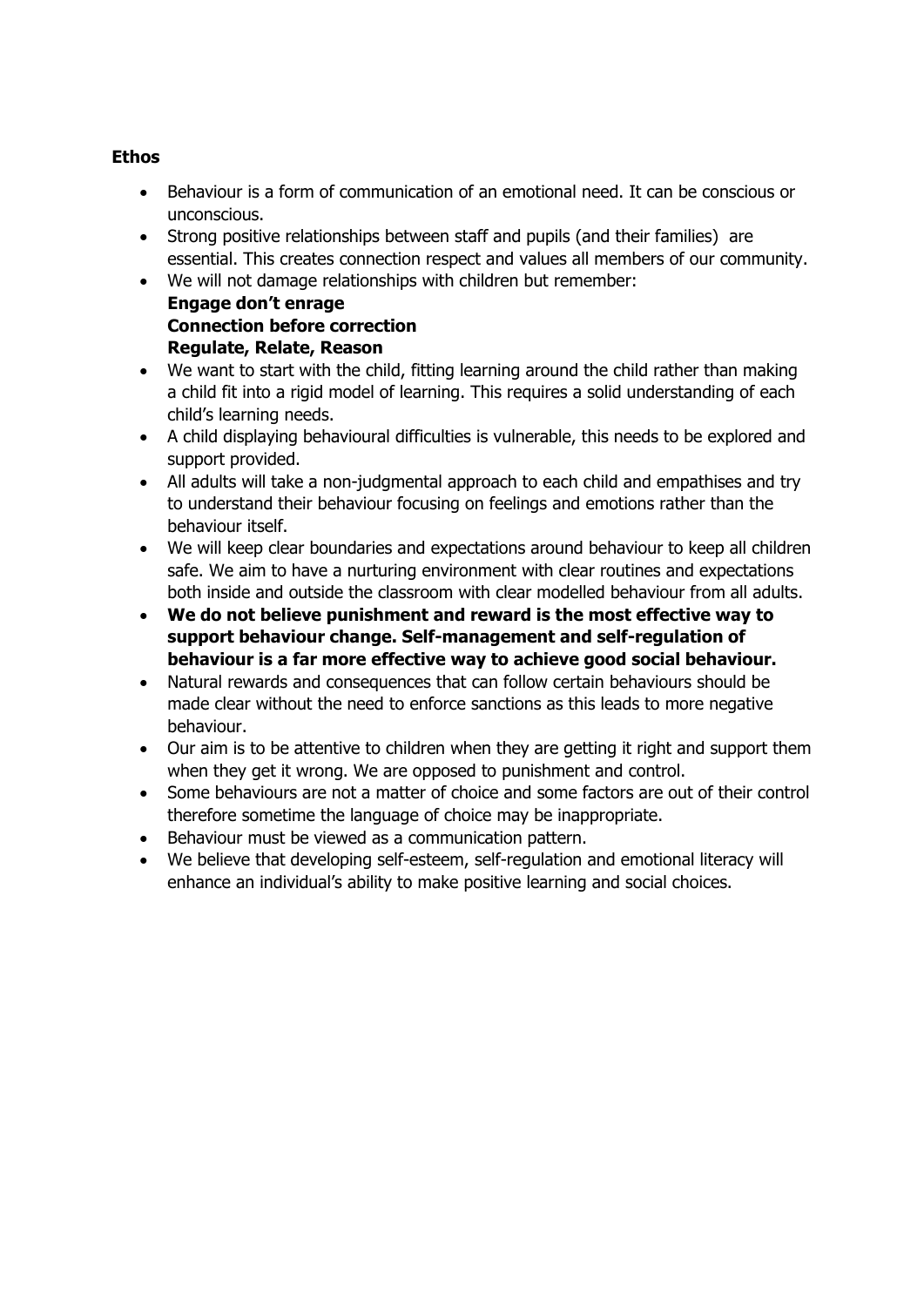**Ethos**

- Behaviour is a form of communication of an emotional need. It can be conscious or unconscious.
- Strong positive relationships between staff and pupils (and their families) are essential. This creates connection respect and values all members of our community.
- We will not damage relationships with children but remember:
  **Engage don't enrage**
  **Connection before correction**
  **Regulate, Relate, Reason**
- We want to start with the child, fitting learning around the child rather than making a child fit into a rigid model of learning. This requires a solid understanding of each child's learning needs.
- A child displaying behavioural difficulties is vulnerable, this needs to be explored and support provided.
- All adults will take a non-judgmental approach to each child and empathises and try to understand their behaviour focusing on feelings and emotions rather than the behaviour itself.
- We will keep clear boundaries and expectations around behaviour to keep all children safe. We aim to have a nurturing environment with clear routines and expectations both inside and outside the classroom with clear modelled behaviour from all adults.
- **We do not believe punishment and reward is the most effective way to support behaviour change. Self-management and self-regulation of behaviour is a far more effective way to achieve good social behaviour.**
- Natural rewards and consequences that can follow certain behaviours should be made clear without the need to enforce sanctions as this leads to more negative behaviour.
- Our aim is to be attentive to children when they are getting it right and support them when they get it wrong. We are opposed to punishment and control.
- Some behaviours are not a matter of choice and some factors are out of their control therefore sometime the language of choice may be inappropriate.
- Behaviour must be viewed as a communication pattern.
- We believe that developing self-esteem, self-regulation and emotional literacy will enhance an individual's ability to make positive learning and social choices.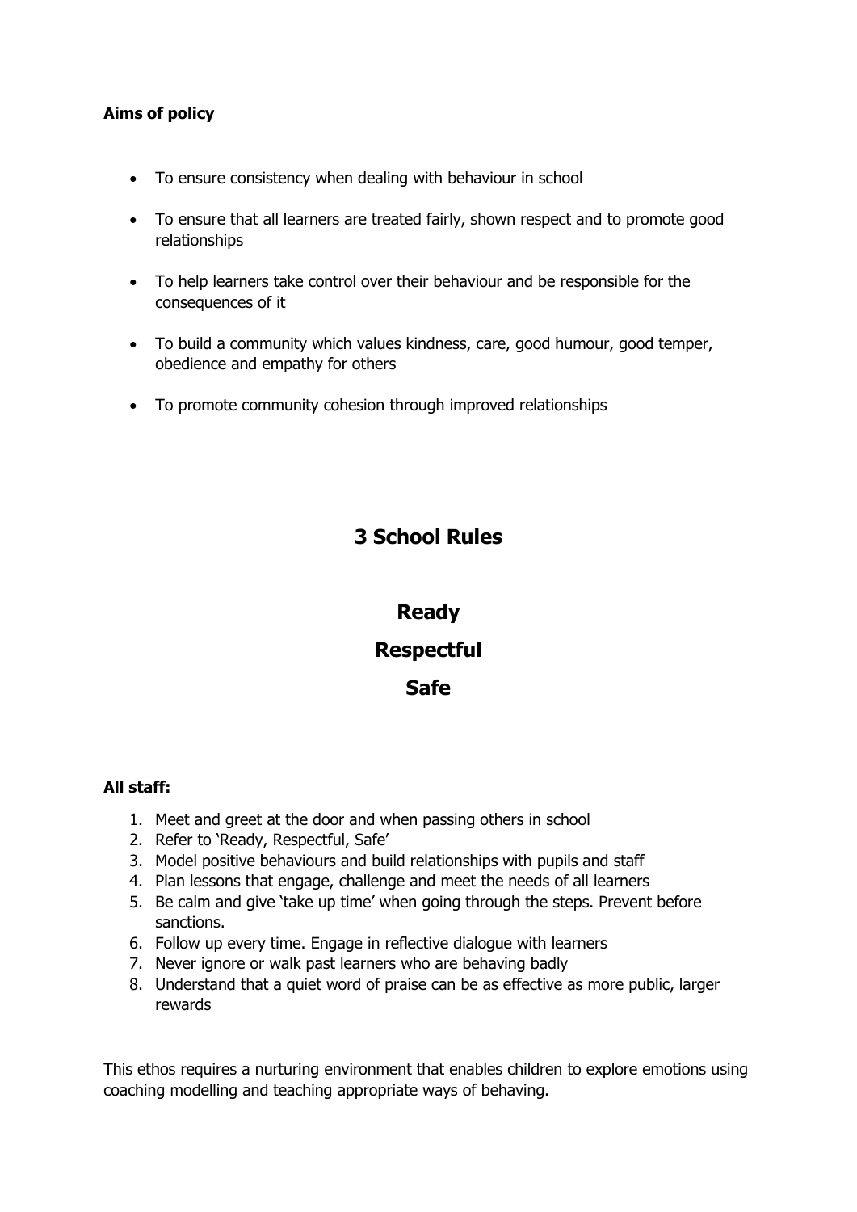**Aims of policy**

- To ensure consistency when dealing with behaviour in school
- To ensure that all learners are treated fairly, shown respect and to promote good relationships
- To help learners take control over their behaviour and be responsible for the consequences of it
- To build a community which values kindness, care, good humour, good temper, obedience and empathy for others
- To promote community cohesion through improved relationships

## 3 School Rules

## Ready

## Respectful

## Safe

**All staff:**

1. Meet and greet at the door and when passing others in school
2. Refer to 'Ready, Respectful, Safe'
3. Model positive behaviours and build relationships with pupils and staff
4. Plan lessons that engage, challenge and meet the needs of all learners
5. Be calm and give 'take up time' when going through the steps. Prevent before sanctions.
6. Follow up every time. Engage in reflective dialogue with learners
7. Never ignore or walk past learners who are behaving badly
8. Understand that a quiet word of praise can be as effective as more public, larger rewards

This ethos requires a nurturing environment that enables children to explore emotions using coaching modelling and teaching appropriate ways of behaving.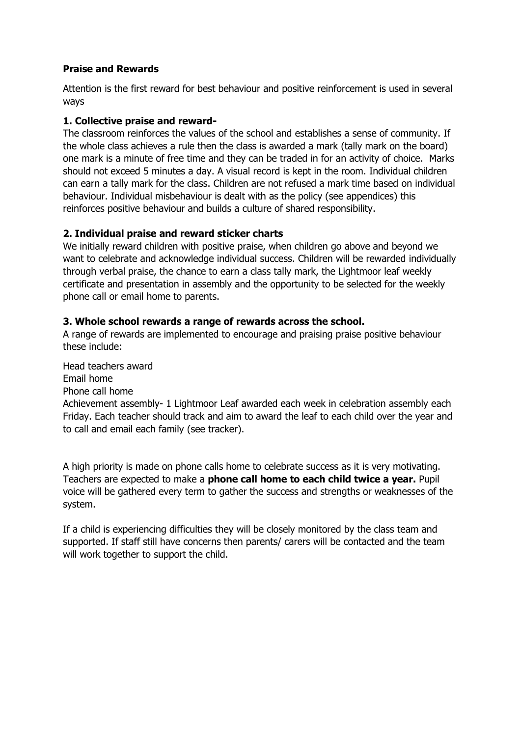**Praise and Rewards**

Attention is the first reward for best behaviour and positive reinforcement is used in several ways

**1. Collective praise and reward-**

The classroom reinforces the values of the school and establishes a sense of community. If the whole class achieves a rule then the class is awarded a mark (tally mark on the board) one mark is a minute of free time and they can be traded in for an activity of choice. Marks should not exceed 5 minutes a day. A visual record is kept in the room. Individual children can earn a tally mark for the class. Children are not refused a mark time based on individual behaviour. Individual misbehaviour is dealt with as the policy (see appendices) this reinforces positive behaviour and builds a culture of shared responsibility.

**2. Individual praise and reward sticker charts**

We initially reward children with positive praise, when children go above and beyond we want to celebrate and acknowledge individual success. Children will be rewarded individually through verbal praise, the chance to earn a class tally mark, the Lightmoor leaf weekly certificate and presentation in assembly and the opportunity to be selected for the weekly phone call or email home to parents.

**3. Whole school rewards a range of rewards across the school.**

A range of rewards are implemented to encourage and praising praise positive behaviour these include:

Head teachers award
Email home
Phone call home
Achievement assembly- 1 Lightmoor Leaf awarded each week in celebration assembly each Friday. Each teacher should track and aim to award the leaf to each child over the year and to call and email each family (see tracker).

A high priority is made on phone calls home to celebrate success as it is very motivating. Teachers are expected to make a **phone call home to each child twice a year.** Pupil voice will be gathered every term to gather the success and strengths or weaknesses of the system.

If a child is experiencing difficulties they will be closely monitored by the class team and supported. If staff still have concerns then parents/ carers will be contacted and the team will work together to support the child.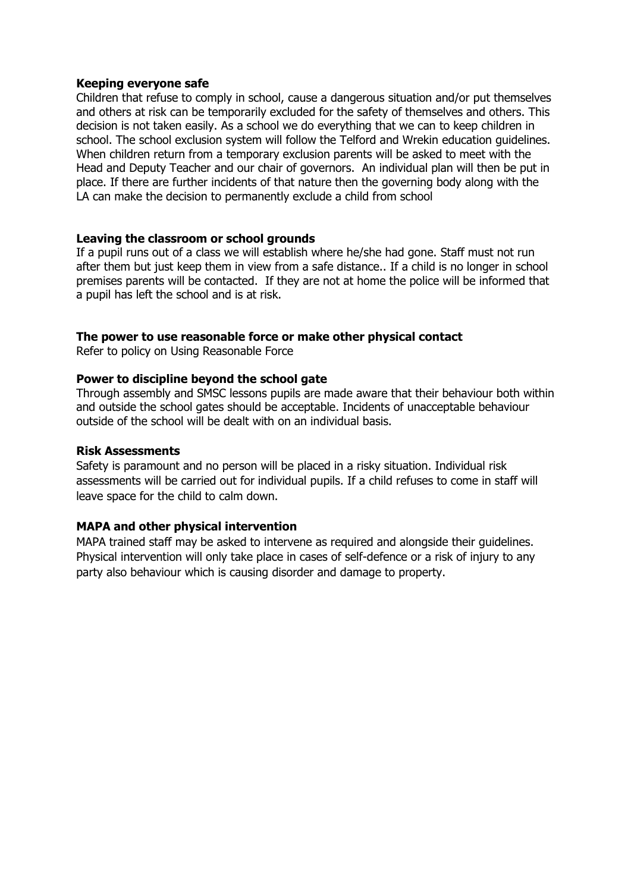**Keeping everyone safe**

Children that refuse to comply in school, cause a dangerous situation and/or put themselves and others at risk can be temporarily excluded for the safety of themselves and others. This decision is not taken easily. As a school we do everything that we can to keep children in school. The school exclusion system will follow the Telford and Wrekin education guidelines. When children return from a temporary exclusion parents will be asked to meet with the Head and Deputy Teacher and our chair of governors. An individual plan will then be put in place. If there are further incidents of that nature then the governing body along with the LA can make the decision to permanently exclude a child from school

**Leaving the classroom or school grounds**

If a pupil runs out of a class we will establish where he/she had gone. Staff must not run after them but just keep them in view from a safe distance.. If a child is no longer in school premises parents will be contacted. If they are not at home the police will be informed that a pupil has left the school and is at risk.

**The power to use reasonable force or make other physical contact**

Refer to policy on Using Reasonable Force

**Power to discipline beyond the school gate**

Through assembly and SMSC lessons pupils are made aware that their behaviour both within and outside the school gates should be acceptable. Incidents of unacceptable behaviour outside of the school will be dealt with on an individual basis.

**Risk Assessments**

Safety is paramount and no person will be placed in a risky situation. Individual risk assessments will be carried out for individual pupils. If a child refuses to come in staff will leave space for the child to calm down.

**MAPA and other physical intervention**

MAPA trained staff may be asked to intervene as required and alongside their guidelines. Physical intervention will only take place in cases of self-defence or a risk of injury to any party also behaviour which is causing disorder and damage to property.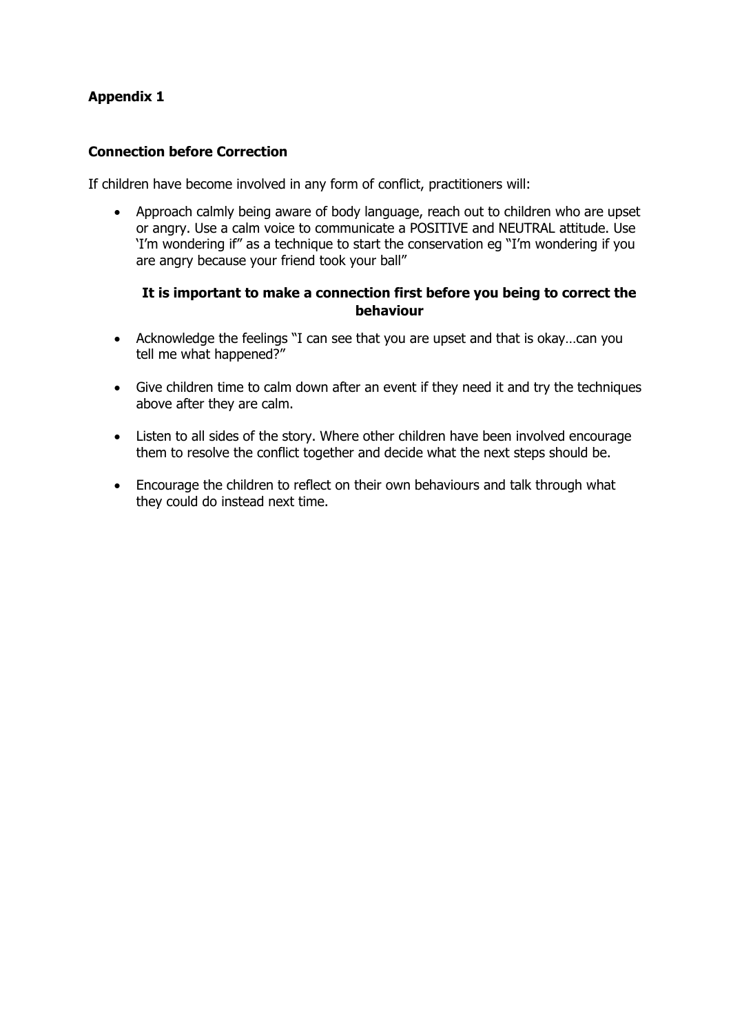**Appendix 1**

**Connection before Correction**

If children have become involved in any form of conflict, practitioners will:

- Approach calmly being aware of body language, reach out to children who are upset or angry. Use a calm voice to communicate a POSITIVE and NEUTRAL attitude. Use 'I'm wondering if" as a technique to start the conservation eg "I'm wondering if you are angry because your friend took your ball"

**It is important to make a connection first before you being to correct the behaviour**

- Acknowledge the feelings "I can see that you are upset and that is okay…can you tell me what happened?"

- Give children time to calm down after an event if they need it and try the techniques above after they are calm.

- Listen to all sides of the story. Where other children have been involved encourage them to resolve the conflict together and decide what the next steps should be.

- Encourage the children to reflect on their own behaviours and talk through what they could do instead next time.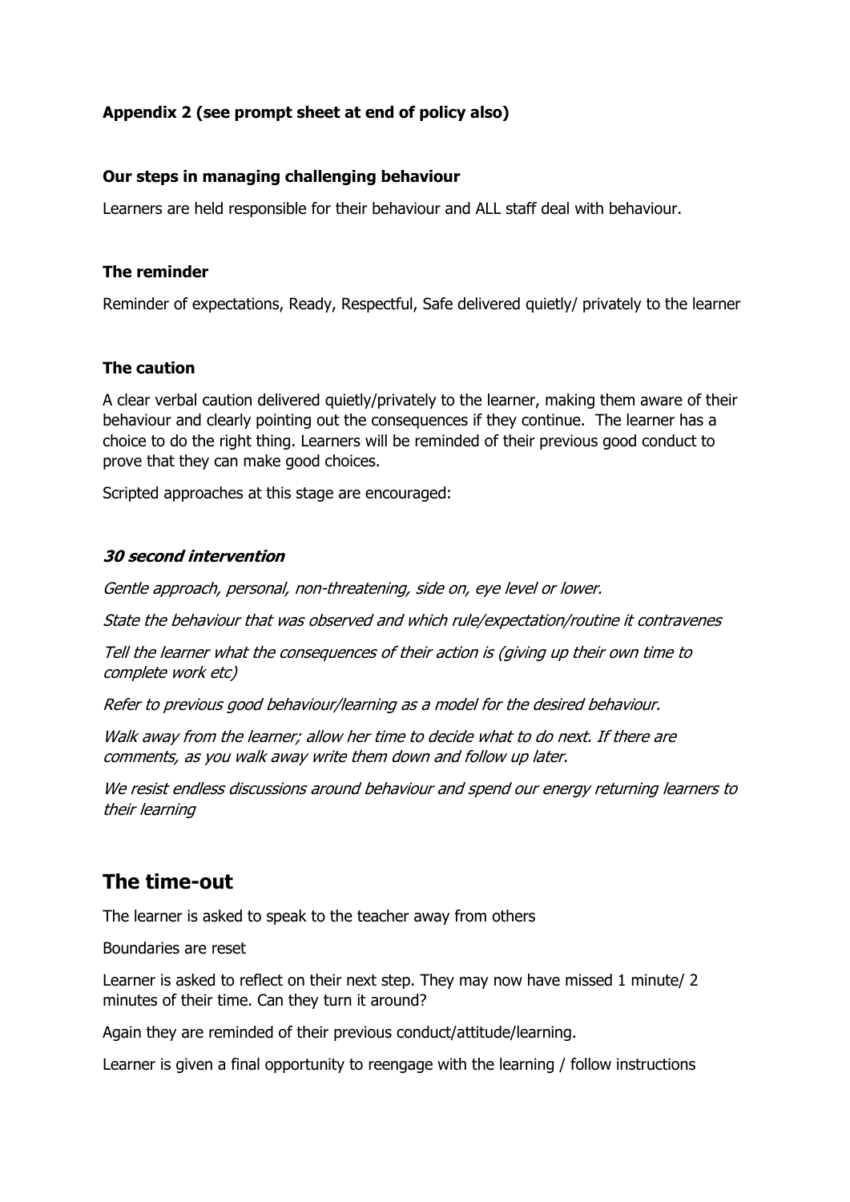**Appendix 2 (see prompt sheet at end of policy also)**

**Our steps in managing challenging behaviour**

Learners are held responsible for their behaviour and ALL staff deal with behaviour.

**The reminder**

Reminder of expectations, Ready, Respectful, Safe delivered quietly/ privately to the learner

**The caution**

A clear verbal caution delivered quietly/privately to the learner, making them aware of their behaviour and clearly pointing out the consequences if they continue. The learner has a choice to do the right thing. Learners will be reminded of their previous good conduct to prove that they can make good choices.

Scripted approaches at this stage are encouraged:

***30 second intervention***

*Gentle approach, personal, non-threatening, side on, eye level or lower.*

*State the behaviour that was observed and which rule/expectation/routine it contravenes*

*Tell the learner what the consequences of their action is (giving up their own time to complete work etc)*

*Refer to previous good behaviour/learning as a model for the desired behaviour.*

*Walk away from the learner; allow her time to decide what to do next. If there are comments, as you walk away write them down and follow up later.*

*We resist endless discussions around behaviour and spend our energy returning learners to their learning*

## The time-out

The learner is asked to speak to the teacher away from others

Boundaries are reset

Learner is asked to reflect on their next step. They may now have missed 1 minute/ 2 minutes of their time. Can they turn it around?

Again they are reminded of their previous conduct/attitude/learning.

Learner is given a final opportunity to reengage with the learning / follow instructions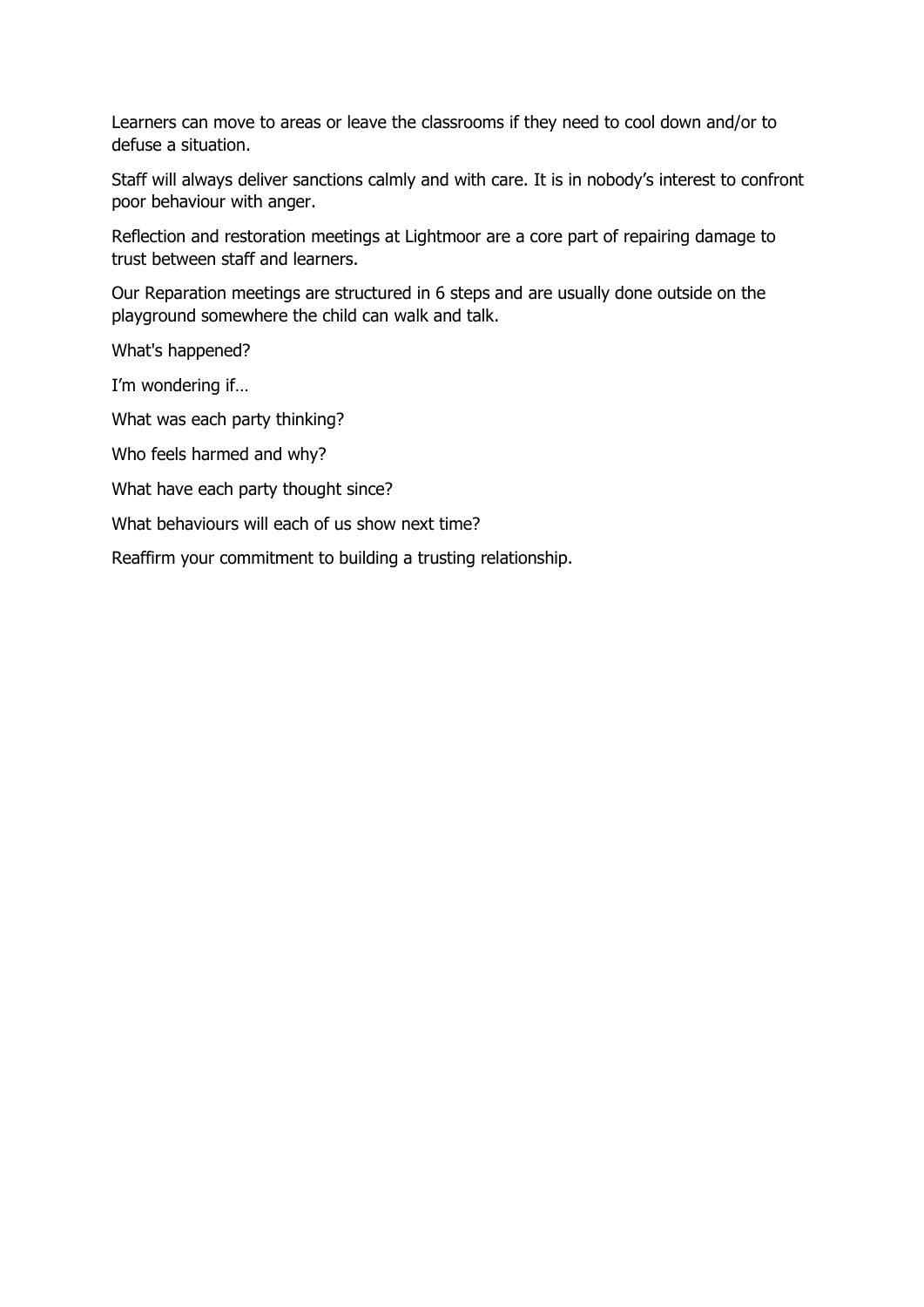Learners can move to areas or leave the classrooms if they need to cool down and/or to defuse a situation.

Staff will always deliver sanctions calmly and with care. It is in nobody's interest to confront poor behaviour with anger.

Reflection and restoration meetings at Lightmoor are a core part of repairing damage to trust between staff and learners.

Our Reparation meetings are structured in 6 steps and are usually done outside on the playground somewhere the child can walk and talk.

What's happened?

I'm wondering if…

What was each party thinking?

Who feels harmed and why?

What have each party thought since?

What behaviours will each of us show next time?

Reaffirm your commitment to building a trusting relationship.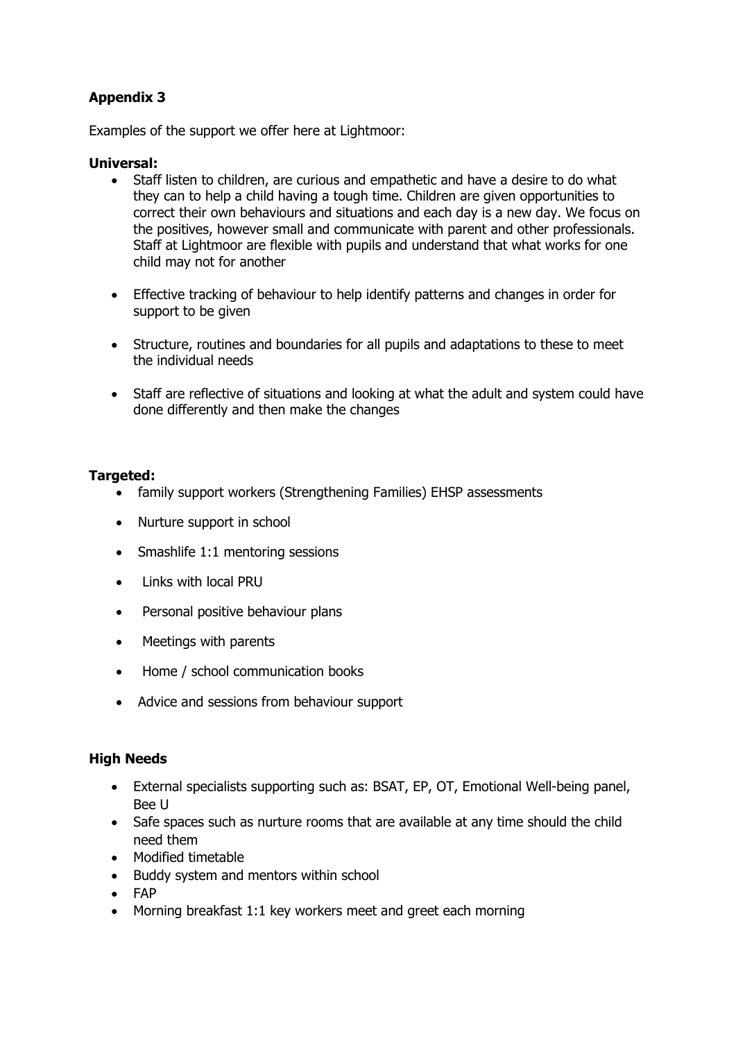**Appendix 3**

Examples of the support we offer here at Lightmoor:

**Universal:**

- Staff listen to children, are curious and empathetic and have a desire to do what they can to help a child having a tough time. Children are given opportunities to correct their own behaviours and situations and each day is a new day. We focus on the positives, however small and communicate with parent and other professionals. Staff at Lightmoor are flexible with pupils and understand that what works for one child may not for another
- Effective tracking of behaviour to help identify patterns and changes in order for support to be given
- Structure, routines and boundaries for all pupils and adaptations to these to meet the individual needs
- Staff are reflective of situations and looking at what the adult and system could have done differently and then make the changes

**Targeted:**

- family support workers (Strengthening Families) EHSP assessments
- Nurture support in school
- Smashlife 1:1 mentoring sessions
- Links with local PRU
- Personal positive behaviour plans
- Meetings with parents
- Home / school communication books
- Advice and sessions from behaviour support

**High Needs**

- External specialists supporting such as: BSAT, EP, OT, Emotional Well-being panel, Bee U
- Safe spaces such as nurture rooms that are available at any time should the child need them
- Modified timetable
- Buddy system and mentors within school
- FAP
- Morning breakfast 1:1 key workers meet and greet each morning